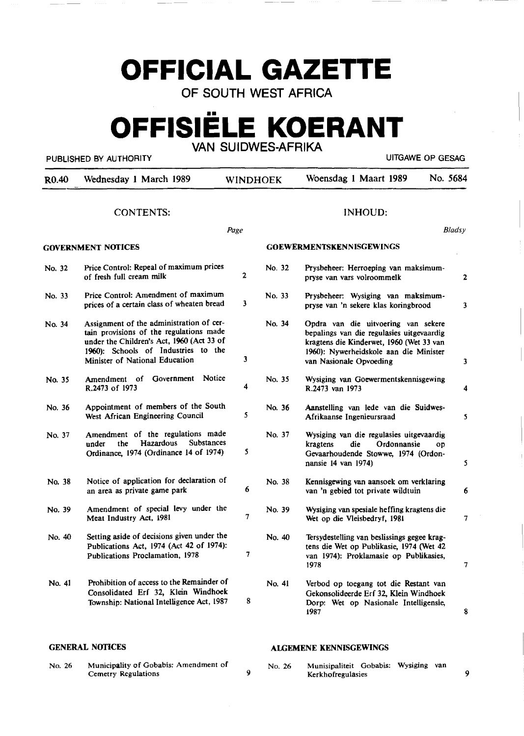# OFFICIAL GAZETTE

## OF SOUTH WEST AFRICA

# OFFISIËLE KOERANT

## VAN SUIDWES-AFRIKA

PUBLISHED BY AUTHORITY — UITGAWE OP GESAG

| R0.40 | Wednesday 1 March 1989 | WINDHOEK | Woensdag 1 Maart 1989 | No. 5684 |
|---|---|---|---|---|

| CONTENTS: | | *Page* | INHOUD: | | *Bladsy* |
|---|---|---|---|---|---|
| **GOVERNMENT NOTICES** | | | **GOEWERMENTSKENNISGEWINGS** | | |
| No. 32 | Price Control: Repeal of maximum prices of fresh full cream milk | 2 | No. 32 | Prysbeheer: Herroeping van maksimumpryse van vars volroommelk | 2 |
| No. 33 | Price Control: Amendment of maximum prices of a certain class of wheaten bread | 3 | No. 33 | Prysbeheer: Wysiging van maksimumpryse van 'n sekere klas koringbrood | 3 |
| No. 34 | Assignment of the administration of certain provisions of the regulations made under the Children's Act, 1960 (Act 33 of 1960): Schools of Industries to the Minister of National Education | 3 | No. 34 | Opdra van die uitvoering van sekere bepalings van die regulasies uitgevaardig kragtens die Kinderwet, 1960 (Wet 33 van 1960): Nywerheidskole aan die Minister van Nasionale Opvoeding | 3 |
| No. 35 | Amendment of Government Notice R.2473 of 1973 | 4 | No. 35 | Wysiging van Goewermentskennisgewing R.2473 van 1973 | 4 |
| No. 36 | Appointment of members of the South West African Engineering Council | 5 | No. 36 | Aanstelling van lede van die Suidwes-Afrikaanse Ingenieursraad | 5 |
| No. 37 | Amendment of the regulations made under the Hazardous Substances Ordinance, 1974 (Ordinance 14 of 1974) | 5 | No. 37 | Wysiging van die regulasies uitgevaardig kragtens die Ordonnansie op Gevaarhoudende Stowwe, 1974 (Ordonnansie 14 van 1974) | 5 |
| No. 38 | Notice of application for declaration of an area as private game park | 6 | No. 38 | Kennisgewing van aansoek om verklaring van 'n gebied tot private wildtuin | 6 |
| No. 39 | Amendment of special levy under the Meat Industry Act, 1981 | 7 | No. 39 | Wysiging van spesiale heffing kragtens die Wet op die Vleisbedryf, 1981 | 7 |
| No. 40 | Setting aside of decisions given under the Publications Act, 1974 (Act 42 of 1974): Publications Proclamation, 1978 | 7 | No. 40 | Tersydestelling van beslissings gegee kragtens die Wet op Publikasie, 1974 (Wet 42 van 1974): Proklamasie op Publikasies, 1978 | 7 |
| No. 41 | Prohibition of access to the Remainder of Consolidated Erf 32, Klein Windhoek Township: National Intelligence Act, 1987 | 8 | No. 41 | Verbod op toegang tot die Restant van Gekonsolideerde Erf 32, Klein Windhoek Dorp: Wet op Nasionale Intelligensie, 1987 | 8 |
| **GENERAL NOTICES** | | | **ALGEMENE KENNISGEWINGS** | | |
| No. 26 | Municipality of Gobabis: Amendment of Cemetry Regulations | 9 | No. 26 | Munisipaliteit Gobabis: Wysiging van Kerkhofregulasies | 9 |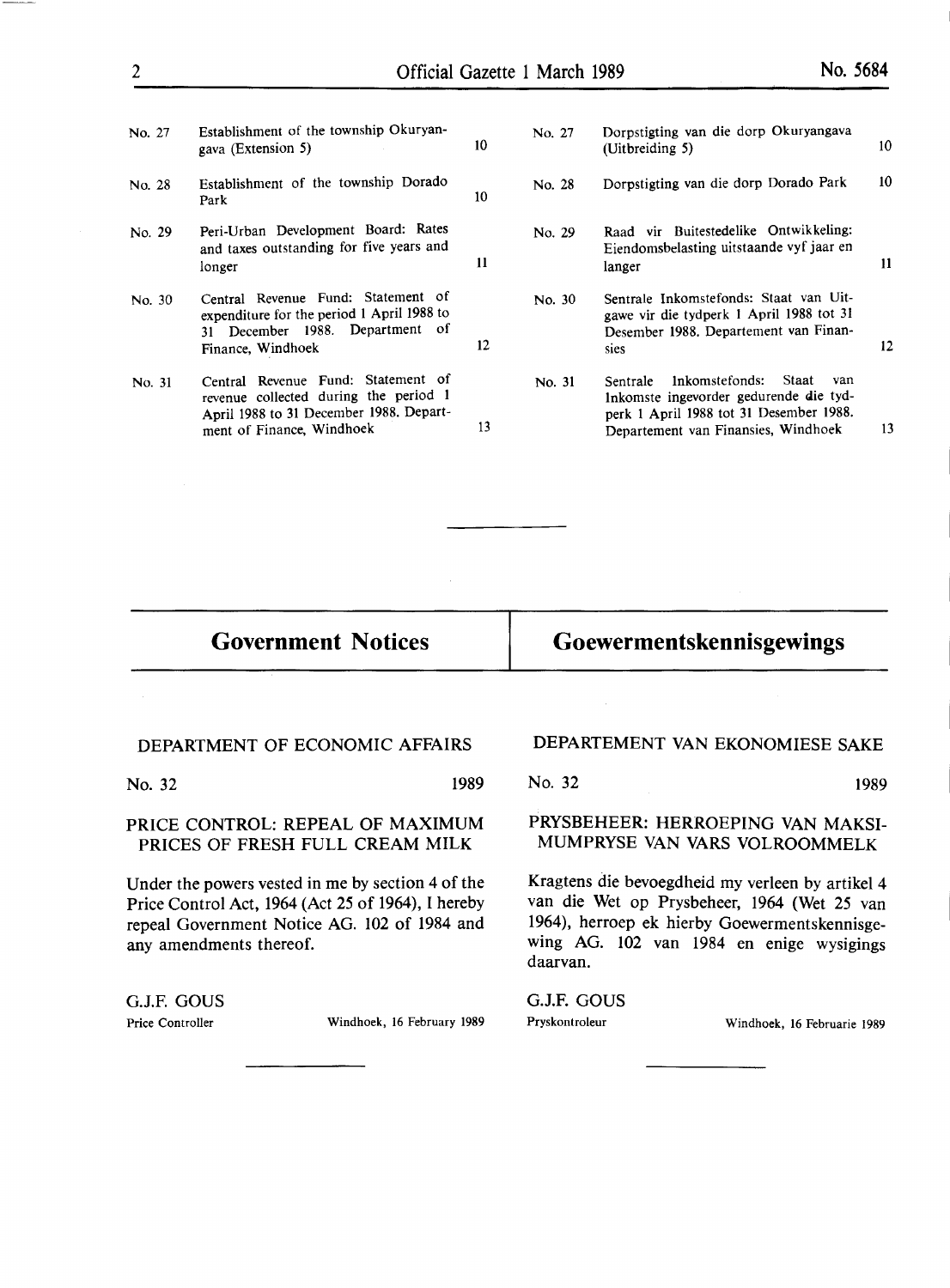| No. | English | Page | No. | Afrikaans | Page |
|---|---|---|---|---|---|
| No. 27 | Establishment of the township Okuryangava (Extension 5) | 10 | No. 27 | Dorpstigting van die dorp Okuryangava (Uitbreiding 5) | 10 |
| No. 28 | Establishment of the township Dorado Park | 10 | No. 28 | Dorpstigting van die dorp Dorado Park | 10 |
| No. 29 | Peri-Urban Development Board: Rates and taxes outstanding for five years and longer | 11 | No. 29 | Raad vir Buitestedelike Ontwikkeling: Eiendomsbelasting uitstaande vyf jaar en langer | 11 |
| No. 30 | Central Revenue Fund: Statement of expenditure for the period 1 April 1988 to 31 December 1988. Department of Finance, Windhoek | 12 | No. 30 | Sentrale Inkomstefonds: Staat van Uitgawe vir die tydperk 1 April 1988 tot 31 Desember 1988. Departement van Finansies | 12 |
| No. 31 | Central Revenue Fund: Statement of revenue collected during the period 1 April 1988 to 31 December 1988. Department of Finance, Windhoek | 13 | No. 31 | Sentrale Inkomstefonds: Staat van Inkomste ingevorder gedurende die tydperk 1 April 1988 tot 31 Desember 1988. Departement van Finansies, Windhoek | 13 |

---

## Government Notices

## Goewermentskennisgewings

### DEPARTMENT OF ECONOMIC AFFAIRS

No. 32 1989

#### PRICE CONTROL: REPEAL OF MAXIMUM PRICES OF FRESH FULL CREAM MILK

Under the powers vested in me by section 4 of the Price Control Act, 1964 (Act 25 of 1964), I hereby repeal Government Notice AG. 102 of 1984 and any amendments thereof.

G.J.F. GOUS
Price Controller

Windhoek, 16 February 1989

### DEPARTEMENT VAN EKONOMIESE SAKE

No. 32 1989

#### PRYSBEHEER: HERROEPING VAN MAKSIMUMPRYSE VAN VARS VOLROOMMELK

Kragtens die bevoegdheid my verleen by artikel 4 van die Wet op Prysbeheer, 1964 (Wet 25 van 1964), herroep ek hierby Goewermentskennisgewing AG. 102 van 1984 en enige wysigings daarvan.

G.J.F. GOUS
Pryskontroleur

Windhoek, 16 Februarie 1989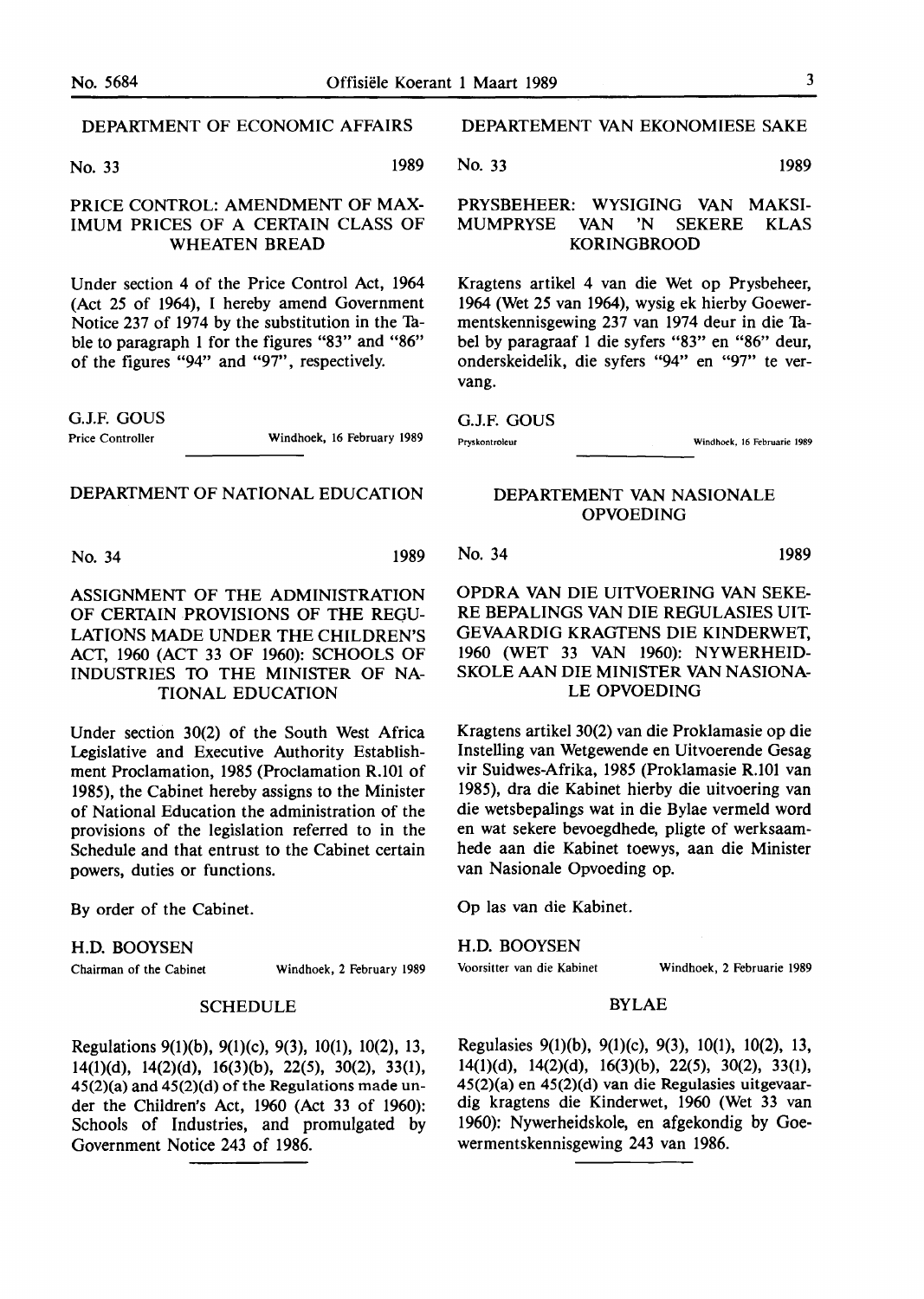## DEPARTMENT OF ECONOMIC AFFAIRS

No. 33 1989

### PRICE CONTROL: AMENDMENT OF MAXIMUM PRICES OF A CERTAIN CLASS OF WHEATEN BREAD

Under section 4 of the Price Control Act, 1964 (Act 25 of 1964), I hereby amend Government Notice 237 of 1974 by the substitution in the Table to paragraph 1 for the figures "83" and "86" of the figures "94" and "97", respectively.

G.J.F. GOUS
Price Controller Windhoek, 16 February 1989

## DEPARTMENT OF NATIONAL EDUCATION

No. 34 1989

### ASSIGNMENT OF THE ADMINISTRATION OF CERTAIN PROVISIONS OF THE REGULATIONS MADE UNDER THE CHILDREN'S ACT, 1960 (ACT 33 OF 1960): SCHOOLS OF INDUSTRIES TO THE MINISTER OF NATIONAL EDUCATION

Under section 30(2) of the South West Africa Legislative and Executive Authority Establishment Proclamation, 1985 (Proclamation R.101 of 1985), the Cabinet hereby assigns to the Minister of National Education the administration of the provisions of the legislation referred to in the Schedule and that entrust to the Cabinet certain powers, duties or functions.

By order of the Cabinet.

H.D. BOOYSEN
Chairman of the Cabinet Windhoek, 2 February 1989

#### SCHEDULE

Regulations 9(1)(b), 9(1)(c), 9(3), 10(1), 10(2), 13, 14(1)(d), 14(2)(d), 16(3)(b), 22(5), 30(2), 33(1), 45(2)(a) and 45(2)(d) of the Regulations made under the Children's Act, 1960 (Act 33 of 1960): Schools of Industries, and promulgated by Government Notice 243 of 1986.

## DEPARTEMENT VAN EKONOMIESE SAKE

No. 33 1989

### PRYSBEHEER: WYSIGING VAN MAKSIMUMPRYSE VAN 'N SEKERE KLAS KORINGBROOD

Kragtens artikel 4 van die Wet op Prysbeheer, 1964 (Wet 25 van 1964), wysig ek hierby Goewermentskennisgewing 237 van 1974 deur in die Tabel by paragraaf 1 die syfers "83" en "86" deur, onderskeidelik, die syfers "94" en "97" te vervang.

G.J.F. GOUS
Pryskontroleur Windhoek, 16 Februarie 1989

## DEPARTEMENT VAN NASIONALE OPVOEDING

No. 34 1989

### OPDRA VAN DIE UITVOERING VAN SEKERE BEPALINGS VAN DIE REGULASIES UITGEVAARDIG KRAGTENS DIE KINDERWET, 1960 (WET 33 VAN 1960): NYWERHEIDSKOLE AAN DIE MINISTER VAN NASIONALE OPVOEDING

Kragtens artikel 30(2) van die Proklamasie op die Instelling van Wetgewende en Uitvoerende Gesag vir Suidwes-Afrika, 1985 (Proklamasie R.101 van 1985), dra die Kabinet hierby die uitvoering van die wetsbepalings wat in die Bylae vermeld word en wat sekere bevoegdhede, pligte of werksaamhede aan die Kabinet toewys, aan die Minister van Nasionale Opvoeding op.

Op las van die Kabinet.

H.D. BOOYSEN
Voorsitter van die Kabinet Windhoek, 2 Februarie 1989

#### BYLAE

Regulasies 9(1)(b), 9(1)(c), 9(3), 10(1), 10(2), 13, 14(1)(d), 14(2)(d), 16(3)(b), 22(5), 30(2), 33(1), 45(2)(a) en 45(2)(d) van die Regulasies uitgevaardig kragtens die Kinderwet, 1960 (Wet 33 van 1960): Nywerheidskole, en afgekondig by Goewermentskennisgewing 243 van 1986.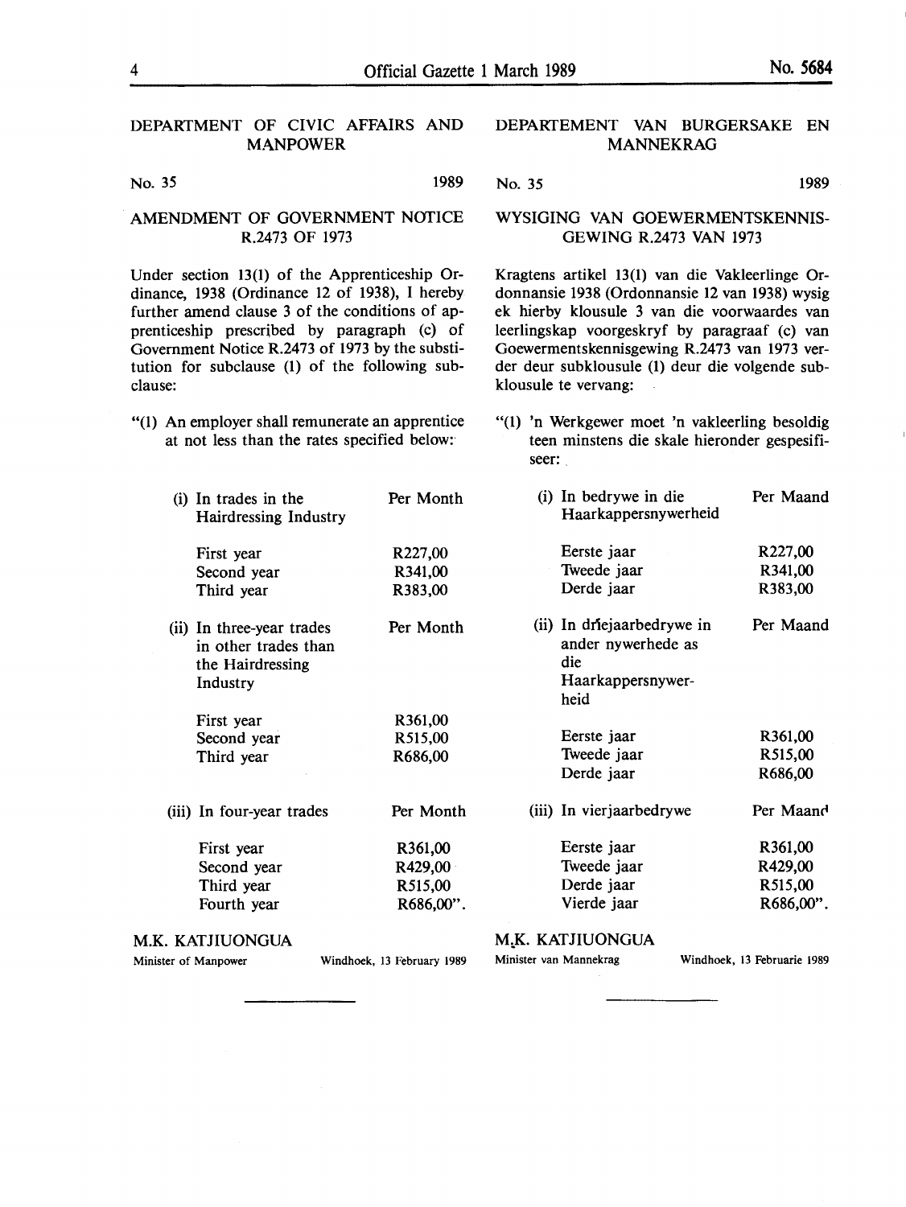## DEPARTMENT OF CIVIC AFFAIRS AND MANPOWER

No. 35 1989

### AMENDMENT OF GOVERNMENT NOTICE R.2473 OF 1973

Under section 13(1) of the Apprenticeship Ordinance, 1938 (Ordinance 12 of 1938), I hereby further amend clause 3 of the conditions of apprenticeship prescribed by paragraph (c) of Government Notice R.2473 of 1973 by the substitution for subclause (1) of the following subclause:

"(1) An employer shall remunerate an apprentice at not less than the rates specified below:

| (i) In trades in the Hairdressing Industry | Per Month |
|---|---|
| First year | R227,00 |
| Second year | R341,00 |
| Third year | R383,00 |

| (ii) In three-year trades in other trades than the Hairdressing Industry | Per Month |
|---|---|
| First year | R361,00 |
| Second year | R515,00 |
| Third year | R686,00 |

| (iii) In four-year trades | Per Month |
|---|---|
| First year | R361,00 |
| Second year | R429,00 |
| Third year | R515,00 |
| Fourth year | R686,00". |

M.K. KATJIUONGUA

Minister of Manpower — Windhoek, 13 February 1989

## DEPARTEMENT VAN BURGERSAKE EN MANNEKRAG

No. 35 1989

### WYSIGING VAN GOEWERMENTSKENNISGEWING R.2473 VAN 1973

Kragtens artikel 13(1) van die Vakleerlinge Ordonnansie 1938 (Ordonnansie 12 van 1938) wysig ek hierby klousule 3 van die voorwaardes van leerlingskap voorgeskryf by paragraaf (c) van Goewermentskennisgewing R.2473 van 1973 verder deur subklousule (1) deur die volgende subklousule te vervang:

"(1) 'n Werkgewer moet 'n vakleerling besoldig teen minstens die skale hieronder gespesifiseer:

| (i) In bedrywe in die Haarkappersnywerheid | Per Maand |
|---|---|
| Eerste jaar | R227,00 |
| Tweede jaar | R341,00 |
| Derde jaar | R383,00 |

| (ii) In driejaarbedrywe in ander nywerhede as die Haarkappersnywerheid | Per Maand |
|---|---|
| Eerste jaar | R361,00 |
| Tweede jaar | R515,00 |
| Derde jaar | R686,00 |

| (iii) In vierjaarbedrywe | Per Maand |
|---|---|
| Eerste jaar | R361,00 |
| Tweede jaar | R429,00 |
| Derde jaar | R515,00 |
| Vierde jaar | R686,00". |

M.K. KATJIUONGUA

Minister van Mannekrag — Windhoek, 13 Februarie 1989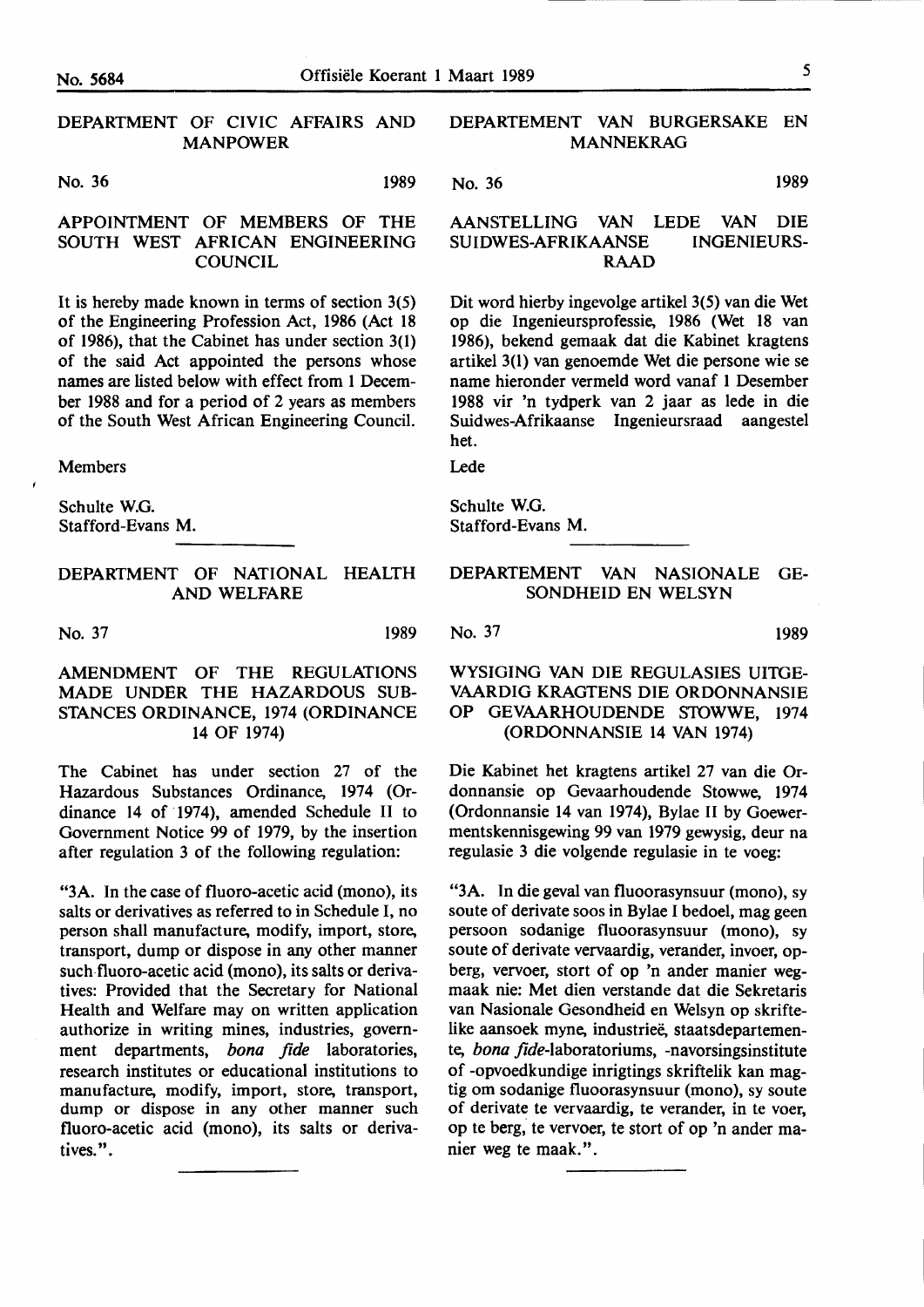## DEPARTMENT OF CIVIC AFFAIRS AND MANPOWER

No. 36 1989

### APPOINTMENT OF MEMBERS OF THE SOUTH WEST AFRICAN ENGINEERING COUNCIL

It is hereby made known in terms of section 3(5) of the Engineering Profession Act, 1986 (Act 18 of 1986), that the Cabinet has under section 3(1) of the said Act appointed the persons whose names are listed below with effect from 1 December 1988 and for a period of 2 years as members of the South West African Engineering Council.

Members

Schulte W.G.
Stafford-Evans M.

## DEPARTMENT OF NATIONAL HEALTH AND WELFARE

No. 37 1989

### AMENDMENT OF THE REGULATIONS MADE UNDER THE HAZARDOUS SUBSTANCES ORDINANCE, 1974 (ORDINANCE 14 OF 1974)

The Cabinet has under section 27 of the Hazardous Substances Ordinance, 1974 (Ordinance 14 of 1974), amended Schedule II to Government Notice 99 of 1979, by the insertion after regulation 3 of the following regulation:

"3A. In the case of fluoro-acetic acid (mono), its salts or derivatives as referred to in Schedule I, no person shall manufacture, modify, import, store, transport, dump or dispose in any other manner such fluoro-acetic acid (mono), its salts or derivatives: Provided that the Secretary for National Health and Welfare may on written application authorize in writing mines, industries, government departments, *bona fide* laboratories, research institutes or educational institutions to manufacture, modify, import, store, transport, dump or dispose in any other manner such fluoro-acetic acid (mono), its salts or derivatives.".

## DEPARTEMENT VAN BURGERSAKE EN MANNEKRAG

No. 36 1989

### AANSTELLING VAN LEDE VAN DIE SUIDWES-AFRIKAANSE INGENIEURSRAAD

Dit word hierby ingevolge artikel 3(5) van die Wet op die Ingenieursprofessie, 1986 (Wet 18 van 1986), bekend gemaak dat die Kabinet kragtens artikel 3(1) van genoemde Wet die persone wie se name hieronder vermeld word vanaf 1 Desember 1988 vir 'n tydperk van 2 jaar as lede in die Suidwes-Afrikaanse Ingenieursraad aangestel het.

Lede

Schulte W.G.
Stafford-Evans M.

## DEPARTEMENT VAN NASIONALE GESONDHEID EN WELSYN

No. 37 1989

### WYSIGING VAN DIE REGULASIES UITGEVAARDIG KRAGTENS DIE ORDONNANSIE OP GEVAARHOUDENDE STOWWE, 1974 (ORDONNANSIE 14 VAN 1974)

Die Kabinet het kragtens artikel 27 van die Ordonnansie op Gevaarhoudende Stowwe, 1974 (Ordonnansie 14 van 1974), Bylae II by Goewermentskennisgewing 99 van 1979 gewysig, deur na regulasie 3 die volgende regulasie in te voeg:

"3A. In die geval van fluoorasynsuur (mono), sy soute of derivate soos in Bylae I bedoel, mag geen persoon sodanige fluoorasynsuur (mono), sy soute of derivate vervaardig, verander, invoer, opberg, vervoer, stort of op 'n ander manier wegmaak nie: Met dien verstande dat die Sekretaris van Nasionale Gesondheid en Welsyn op skriftelike aansoek myne, industrieë, staatsdepartemente, *bona fide*-laboratoriums, -navorsingsinstitute of -opvoedkundige inrigtings skriftelik kan magtig om sodanige fluoorasynsuur (mono), sy soute of derivate te vervaardig, te verander, in te voer, op te berg, te vervoer, te stort of op 'n ander manier weg te maak.".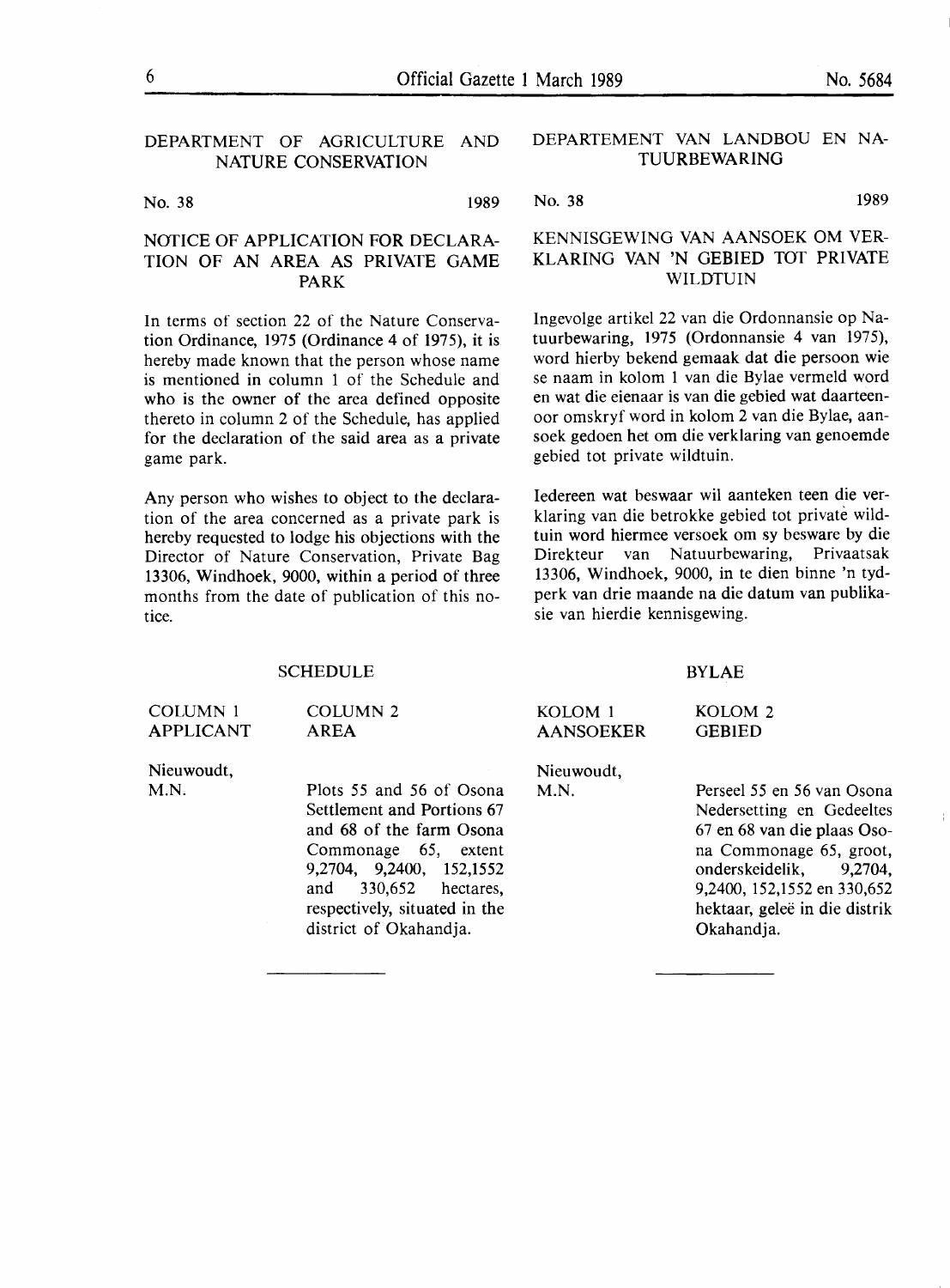## DEPARTMENT OF AGRICULTURE AND NATURE CONSERVATION

No. 38 1989

### NOTICE OF APPLICATION FOR DECLARATION OF AN AREA AS PRIVATE GAME PARK

In terms of section 22 of the Nature Conservation Ordinance, 1975 (Ordinance 4 of 1975), it is hereby made known that the person whose name is mentioned in column 1 of the Schedule and who is the owner of the area defined opposite thereto in column 2 of the Schedule, has applied for the declaration of the said area as a private game park.

Any person who wishes to object to the declaration of the area concerned as a private park is hereby requested to lodge his objections with the Director of Nature Conservation, Private Bag 13306, Windhoek, 9000, within a period of three months from the date of publication of this notice.

SCHEDULE

| COLUMN 1 APPLICANT | COLUMN 2 AREA |
|---|---|
| Nieuwoudt, M.N. | Plots 55 and 56 of Osona Settlement and Portions 67 and 68 of the farm Osona Commonage 65, extent 9,2704, 9,2400, 152,1552 and 330,652 hectares, respectively, situated in the district of Okahandja. |

## DEPARTEMENT VAN LANDBOU EN NATUURBEWARING

No. 38 1989

### KENNISGEWING VAN AANSOEK OM VERKLARING VAN 'N GEBIED TOT PRIVATE WILDTUIN

Ingevolge artikel 22 van die Ordonnansie op Natuurbewaring, 1975 (Ordonnansie 4 van 1975), word hierby bekend gemaak dat die persoon wie se naam in kolom 1 van die Bylae vermeld word en wat die eienaar is van die gebied wat daarteenoor omskryf word in kolom 2 van die Bylae, aansoek gedoen het om die verklaring van genoemde gebied tot private wildtuin.

Iedereen wat beswaar wil aanteken teen die verklaring van die betrokke gebied tot private wildtuin word hiermee versoek om sy besware by die Direkteur van Natuurbewaring, Privaatsak 13306, Windhoek, 9000, in te dien binne 'n tydperk van drie maande na die datum van publikasie van hierdie kennisgewing.

BYLAE

| KOLOM 1 AANSOEKER | KOLOM 2 GEBIED |
|---|---|
| Nieuwoudt, M.N. | Perseel 55 en 56 van Osona Nedersetting en Gedeeltes 67 en 68 van die plaas Osona Commonage 65, groot, onderskeidelik, 9,2704, 9,2400, 152,1552 en 330,652 hektaar, geleë in die distrik Okahandja. |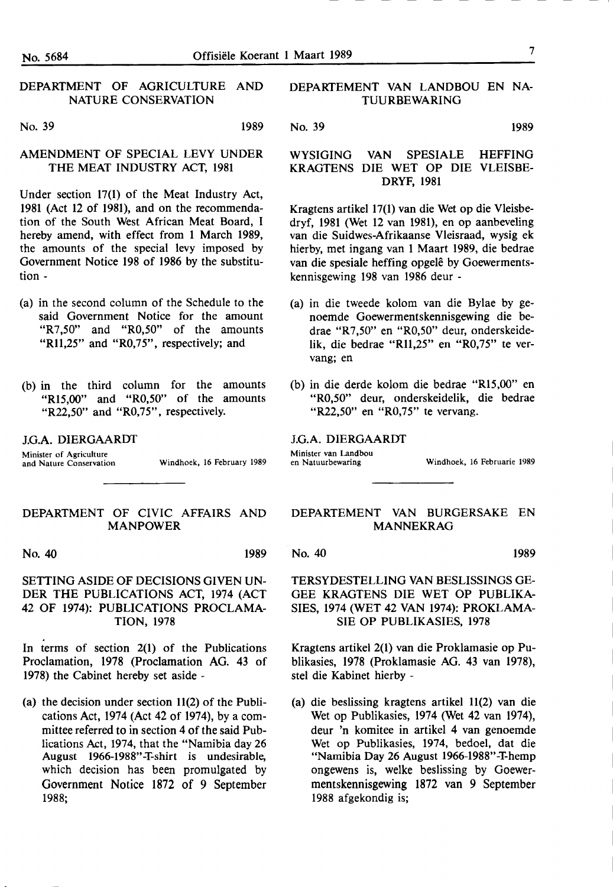## DEPARTMENT OF AGRICULTURE AND NATURE CONSERVATION

No. 39 1989

### AMENDMENT OF SPECIAL LEVY UNDER THE MEAT INDUSTRY ACT, 1981

Under section 17(1) of the Meat Industry Act, 1981 (Act 12 of 1981), and on the recommendation of the South West African Meat Board, I hereby amend, with effect from 1 March 1989, the amounts of the special levy imposed by Government Notice 198 of 1986 by the substitution -

(a) in the second column of the Schedule to the said Government Notice for the amount "R7,50" and "R0,50" of the amounts "R11,25" and "R0,75", respectively; and

(b) in the third column for the amounts "R15,00" and "R0,50" of the amounts "R22,50" and "R0,75", respectively.

J.G.A. DIERGAARDT

Minister of Agriculture and Nature Conservation

Windhoek, 16 February 1989

## DEPARTEMENT VAN LANDBOU EN NATUURBEWARING

No. 39 1989

### WYSIGING VAN SPESIALE HEFFING KRAGTENS DIE WET OP DIE VLEISBEDRYF, 1981

Kragtens artikel 17(1) van die Wet op die Vleisbedryf, 1981 (Wet 12 van 1981), en op aanbeveling van die Suidwes-Afrikaanse Vleisraad, wysig ek hierby, met ingang van 1 Maart 1989, die bedrae van die spesiale heffing opgelê by Goewermentskennisgewing 198 van 1986 deur -

(a) in die tweede kolom van die Bylae by genoemde Goewermentskennisgewing die bedrae "R7,50" en "R0,50" deur, onderskeidelik, die bedrae "R11,25" en "R0,75" te vervang; en

(b) in die derde kolom die bedrae "R15,00" en "R0,50" deur, onderskeidelik, die bedrae "R22,50" en "R0,75" te vervang.

J.G.A. DIERGAARDT

Minister van Landbou en Natuurbewaring

Windhoek, 16 Februarie 1989

## DEPARTMENT OF CIVIC AFFAIRS AND MANPOWER

No. 40 1989

### SETTING ASIDE OF DECISIONS GIVEN UNDER THE PUBLICATIONS ACT, 1974 (ACT 42 OF 1974): PUBLICATIONS PROCLAMATION, 1978

In terms of section 2(1) of the Publications Proclamation, 1978 (Proclamation AG. 43 of 1978) the Cabinet hereby set aside -

(a) the decision under section 11(2) of the Publications Act, 1974 (Act 42 of 1974), by a committee referred to in section 4 of the said Publications Act, 1974, that the "Namibia day 26 August 1966-1988"-T-shirt is undesirable, which decision has been promulgated by Government Notice 1872 of 9 September 1988;

## DEPARTEMENT VAN BURGERSAKE EN MANNEKRAG

No. 40 1989

### TERSYDESTELLING VAN BESLISSINGS GEGEE KRAGTENS DIE WET OP PUBLIKASIES, 1974 (WET 42 VAN 1974): PROKLAMASIE OP PUBLIKASIES, 1978

Kragtens artikel 2(1) van die Proklamasie op Publikasies, 1978 (Proklamasie AG. 43 van 1978), stel die Kabinet hierby -

(a) die beslissing kragtens artikel 11(2) van die Wet op Publikasies, 1974 (Wet 42 van 1974), deur 'n komitee in artikel 4 van genoemde Wet op Publikasies, 1974, bedoel, dat die "Namibia Day 26 August 1966-1988"-T-hemp ongewens is, welke beslissing by Goewermentskennisgewing 1872 van 9 September 1988 afgekondig is;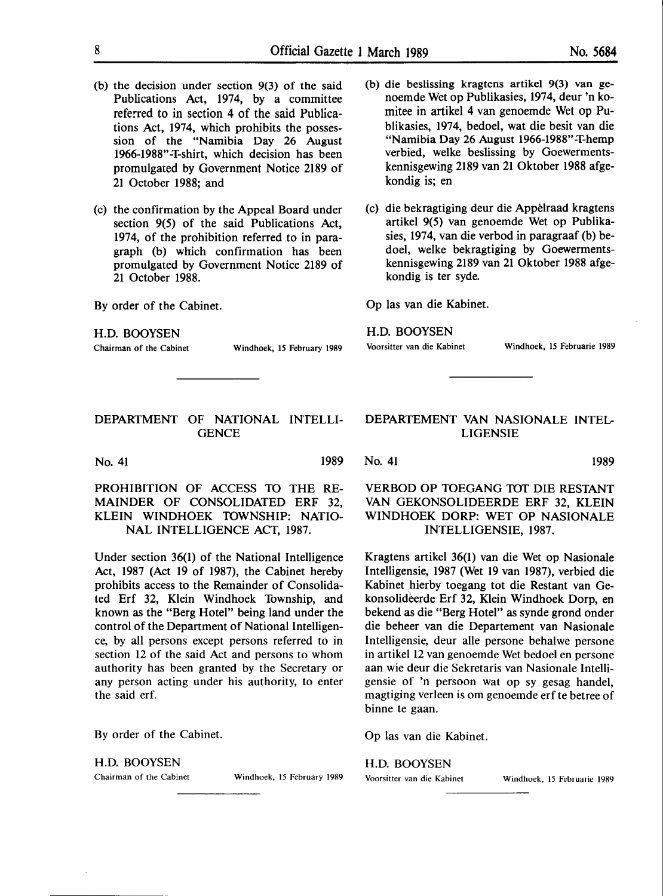(b) the decision under section 9(3) of the said Publications Act, 1974, by a committee referred to in section 4 of the said Publications Act, 1974, which prohibits the possession of the "Namibia Day 26 August 1966-1988"-T-shirt, which decision has been promulgated by Government Notice 2189 of 21 October 1988; and

(c) the confirmation by the Appeal Board under section 9(5) of the said Publications Act, 1974, of the prohibition referred to in paragraph (b) which confirmation has been promulgated by Government Notice 2189 of 21 October 1988.

By order of the Cabinet.

H.D. BOOYSEN
Chairman of the Cabinet — Windhoek, 15 February 1989

(b) die beslissing kragtens artikel 9(3) van genoemde Wet op Publikasies, 1974, deur 'n komitee in artikel 4 van genoemde Wet op Publikasies, 1974, bedoel, wat die besit van die "Namibia Day 26 August 1966-1988"-T-hemp verbied, welke beslissing by Goewermentskennisgewing 2189 van 21 Oktober 1988 afgekondig is; en

(c) die bekragtiging deur die Appèlraad kragtens artikel 9(5) van genoemde Wet op Publikasies, 1974, van die verbod in paragraaf (b) bedoel, welke bekragtiging by Goewermentskennisgewing 2189 van 21 Oktober 1988 afgekondig is ter syde.

Op las van die Kabinet.

H.D. BOOYSEN
Voorsitter van die Kabinet — Windhoek, 15 Februarie 1989

## DEPARTMENT OF NATIONAL INTELLIGENCE

No. 41 — 1989

### PROHIBITION OF ACCESS TO THE REMAINDER OF CONSOLIDATED ERF 32, KLEIN WINDHOEK TOWNSHIP: NATIONAL INTELLIGENCE ACT, 1987.

Under section 36(1) of the National Intelligence Act, 1987 (Act 19 of 1987), the Cabinet hereby prohibits access to the Remainder of Consolidated Erf 32, Klein Windhoek Township, and known as the "Berg Hotel" being land under the control of the Department of National Intelligence, by all persons except persons referred to in section 12 of the said Act and persons to whom authority has been granted by the Secretary or any person acting under his authority, to enter the said erf.

By order of the Cabinet.

H.D. BOOYSEN
Chairman of the Cabinet — Windhoek, 15 February 1989

## DEPARTEMENT VAN NASIONALE INTELLIGENSIE

No. 41 — 1989

### VERBOD OP TOEGANG TOT DIE RESTANT VAN GEKONSOLIDEERDE ERF 32, KLEIN WINDHOEK DORP: WET OP NASIONALE INTELLIGENSIE, 1987.

Kragtens artikel 36(1) van die Wet op Nasionale Intelligensie, 1987 (Wet 19 van 1987), verbied die Kabinet hierby toegang tot die Restant van Gekonsolideerde Erf 32, Klein Windhoek Dorp, en bekend as die "Berg Hotel" as synde grond onder die beheer van die Departement van Nasionale Intelligensie, deur alle persone behalwe persone in artikel 12 van genoemde Wet bedoel en persone aan wie deur die Sekretaris van Nasionale Intelligensie of 'n persoon wat op sy gesag handel, magtiging verleen is om genoemde erf te betree of binne te gaan.

Op las van die Kabinet.

H.D. BOOYSEN
Voorsitter van die Kabinet — Windhoek, 15 Februarie 1989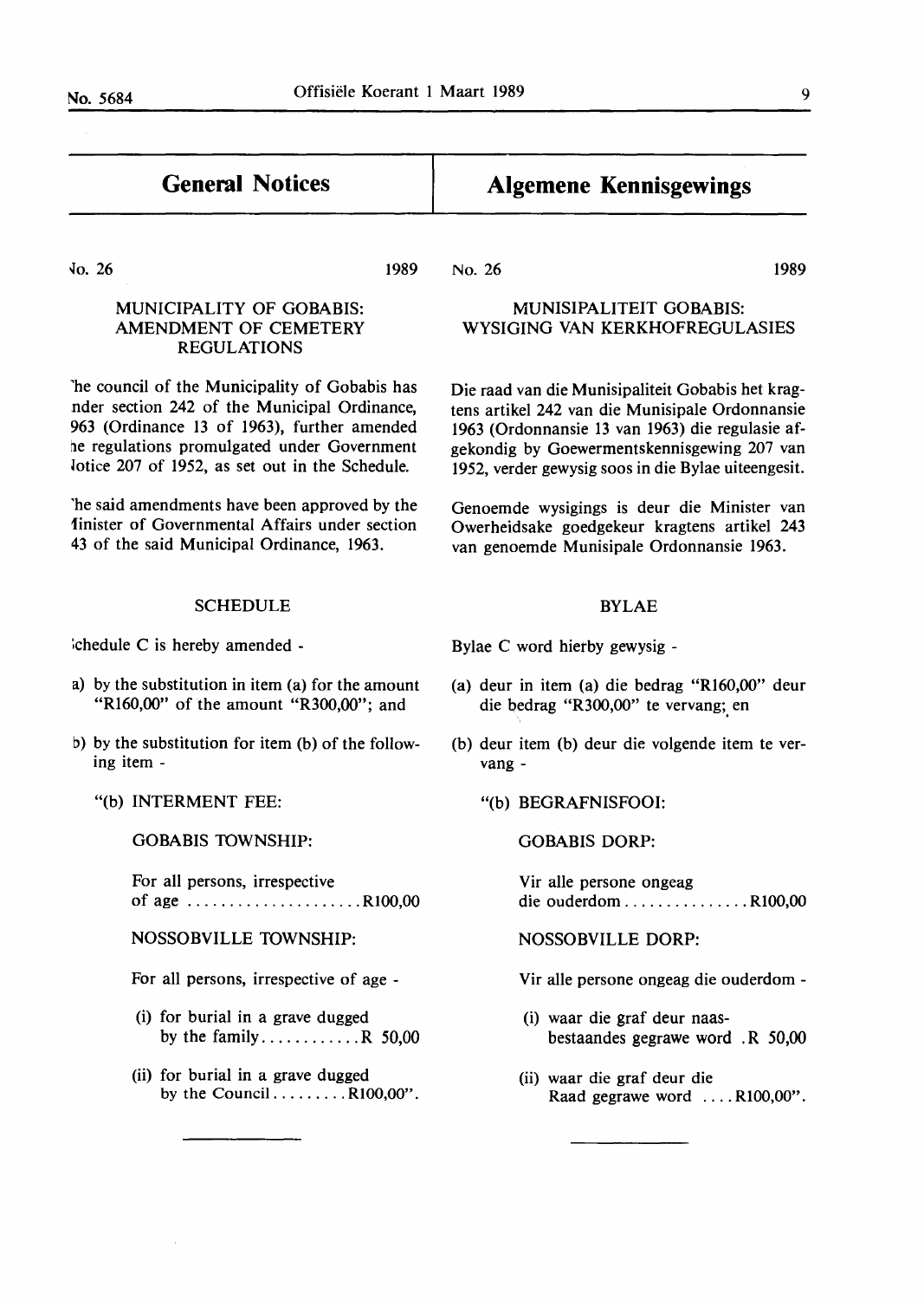## General Notices

No. 26 1989

### MUNICIPALITY OF GOBABIS: AMENDMENT OF CEMETERY REGULATIONS

The council of the Municipality of Gobabis has under section 242 of the Municipal Ordinance, 1963 (Ordinance 13 of 1963), further amended the regulations promulgated under Government Notice 207 of 1952, as set out in the Schedule.

The said amendments have been approved by the Minister of Governmental Affairs under section 243 of the said Municipal Ordinance, 1963.

#### SCHEDULE

Schedule C is hereby amended -

(a) by the substitution in item (a) for the amount "R160,00" of the amount "R300,00"; and

(b) by the substitution for item (b) of the following item -

"(b) INTERMENT FEE:

GOBABIS TOWNSHIP:

For all persons, irrespective of age ..................... R100,00

NOSSOBVILLE TOWNSHIP:

For all persons, irrespective of age -

(i) for burial in a grave dugged by the family............ R 50,00

(ii) for burial in a grave dugged by the Council......... R100,00".

---

## Algemene Kennisgewings

No. 26 1989

### MUNISIPALITEIT GOBABIS: WYSIGING VAN KERKHOFREGULASIES

Die raad van die Munisipaliteit Gobabis het kragtens artikel 242 van die Munisipale Ordonnansie 1963 (Ordonnansie 13 van 1963) die regulasie afgekondig by Goewermentskennisgewing 207 van 1952, verder gewysig soos in die Bylae uiteengesit.

Genoemde wysigings is deur die Minister van Owerheidsake goedgekeur kragtens artikel 243 van genoemde Munisipale Ordonnansie 1963.

#### BYLAE

Bylae C word hierby gewysig -

(a) deur in item (a) die bedrag "R160,00" deur die bedrag "R300,00" te vervang; en

(b) deur item (b) deur die volgende item te vervang -

"(b) BEGRAFNISFOOI:

GOBABIS DORP:

Vir alle persone ongeag die ouderdom............... R100,00

NOSSOBVILLE DORP:

Vir alle persone ongeag die ouderdom -

(i) waar die graf deur naasbestaandes gegrawe word . R 50,00

(ii) waar die graf deur die Raad gegrawe word .... R100,00".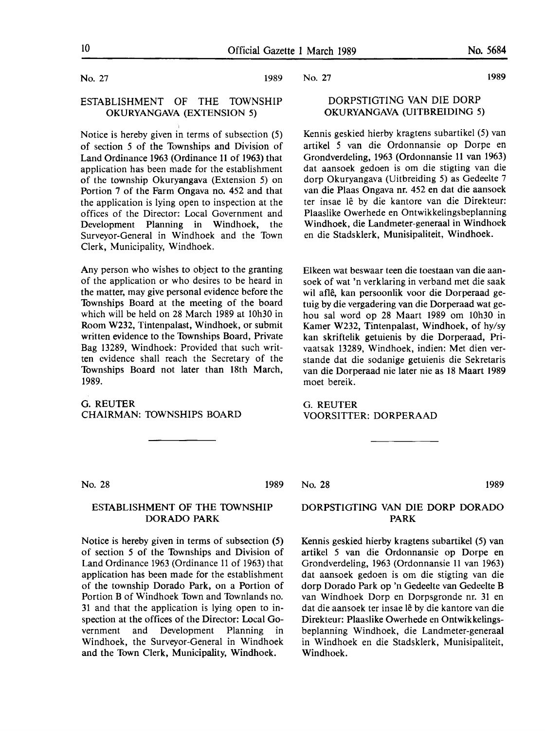No. 27 1989

## ESTABLISHMENT OF THE TOWNSHIP OKURYANGAVA (EXTENSION 5)

Notice is hereby given in terms of subsection (5) of section 5 of the Townships and Division of Land Ordinance 1963 (Ordinance 11 of 1963) that application has been made for the establishment of the township Okuryangava (Extension 5) on Portion 7 of the Farm Ongava no. 452 and that the application is lying open to inspection at the offices of the Director: Local Government and Development Planning in Windhoek, the Surveyor-General in Windhoek and the Town Clerk, Municipality, Windhoek.

Any person who wishes to object to the granting of the application or who desires to be heard in the matter, may give personal evidence before the Townships Board at the meeting of the board which will be held on 28 March 1989 at 10h30 in Room W232, Tintenpalast, Windhoek, or submit written evidence to the Townships Board, Private Bag 13289, Windhoek: Provided that such written evidence shall reach the Secretary of the Townships Board not later than 18th March, 1989.

G. REUTER
CHAIRMAN: TOWNSHIPS BOARD

No. 27 1989

## DORPSTIGTING VAN DIE DORP OKURYANGAVA (UITBREIDING 5)

Kennis geskied hierby kragtens subartikel (5) van artikel 5 van die Ordonnansie op Dorpe en Grondverdeling, 1963 (Ordonnansie 11 van 1963) dat aansoek gedoen is om die stigting van die dorp Okuryangava (Uitbreiding 5) as Gedeelte 7 van die Plaas Ongava nr. 452 en dat die aansoek ter insae lê by die kantore van die Direkteur: Plaaslike Owerhede en Ontwikkelingsbeplanning Windhoek, die Landmeter-generaal in Windhoek en die Stadsklerk, Munisipaliteit, Windhoek.

Elkeen wat beswaar teen die toestaan van die aansoek of wat 'n verklaring in verband met die saak wil aflê, kan persoonlik voor die Dorperaad getuig by die vergadering van die Dorperaad wat gehou sal word op 28 Maart 1989 om 10h30 in Kamer W232, Tintenpalast, Windhoek, of hy/sy kan skriftelik getuienis by die Dorperaad, Privaatsak 13289, Windhoek, indien: Met dien verstande dat die sodanige getuienis die Sekretaris van die Dorperaad nie later nie as 18 Maart 1989 moet bereik.

G. REUTER
VOORSITTER: DORPERAAD

---

No. 28 1989

## ESTABLISHMENT OF THE TOWNSHIP DORADO PARK

Notice is hereby given in terms of subsection (5) of section 5 of the Townships and Division of Land Ordinance 1963 (Ordinance 11 of 1963) that application has been made for the establishment of the township Dorado Park, on a Portion of Portion B of Windhoek Town and Townlands no. 31 and that the application is lying open to inspection at the offices of the Director: Local Government and Development Planning in Windhoek, the Surveyor-General in Windhoek and the Town Clerk, Municipality, Windhoek.

No. 28 1989

## DORPSTIGTING VAN DIE DORP DORADO PARK

Kennis geskied hierby kragtens subartikel (5) van artikel 5 van die Ordonnansie op Dorpe en Grondverdeling, 1963 (Ordonnansie 11 van 1963) dat aansoek gedoen is om die stigting van die dorp Dorado Park op 'n Gedeelte van Gedeelte B van Windhoek Dorp en Dorpsgronde nr. 31 en dat die aansoek ter insae lê by die kantore van die Direkteur: Plaaslike Owerhede en Ontwikkelingsbeplanning Windhoek, die Landmeter-generaal in Windhoek en die Stadsklerk, Munisipaliteit, Windhoek.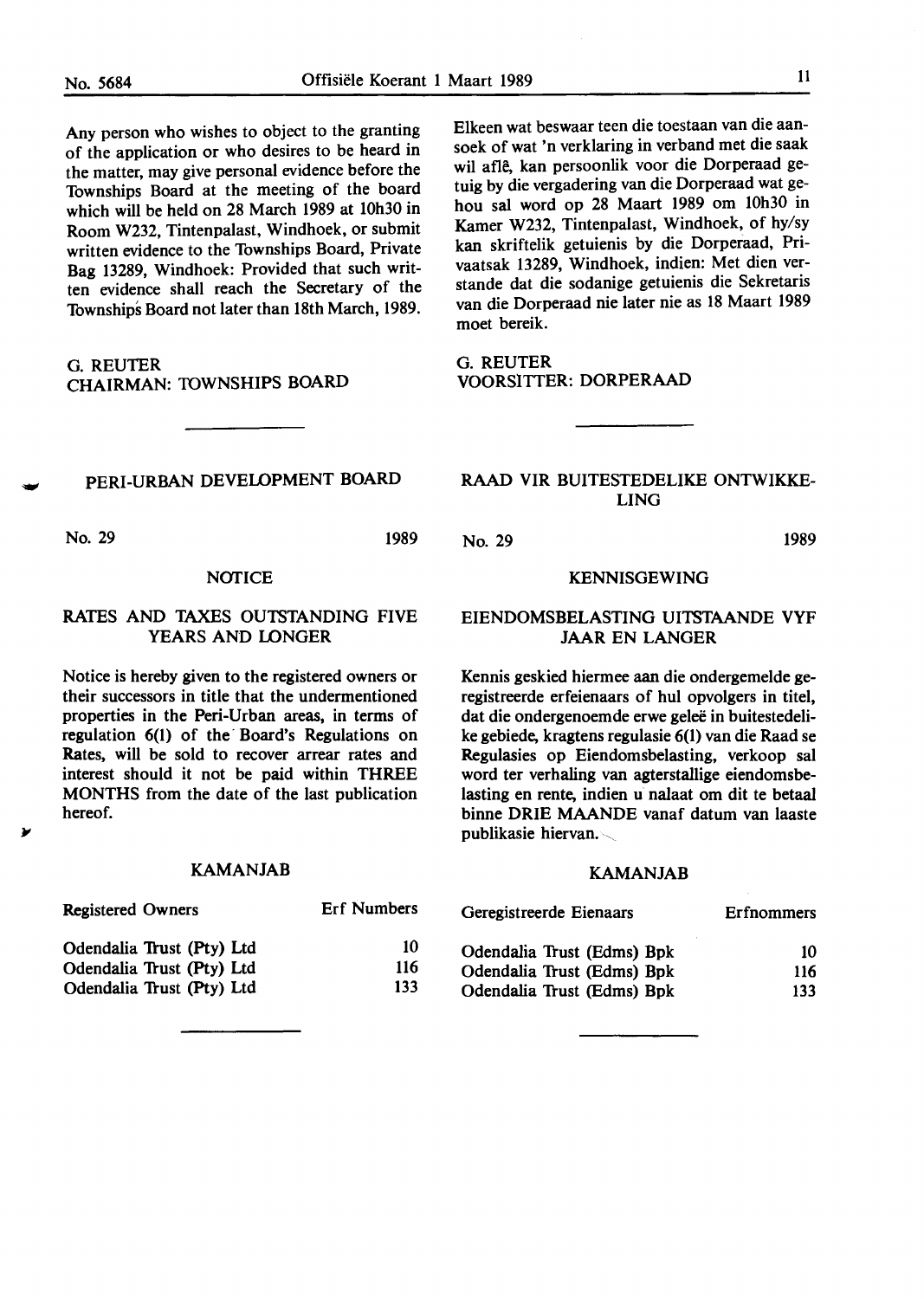Any person who wishes to object to the granting of the application or who desires to be heard in the matter, may give personal evidence before the Townships Board at the meeting of the board which will be held on 28 March 1989 at 10h30 in Room W232, Tintenpalast, Windhoek, or submit written evidence to the Townships Board, Private Bag 13289, Windhoek: Provided that such written evidence shall reach the Secretary of the Townships Board not later than 18th March, 1989.

G. REUTER
CHAIRMAN: TOWNSHIPS BOARD

Elkeen wat beswaar teen die toestaan van die aansoek of wat 'n verklaring in verband met die saak wil aflê, kan persoonlik voor die Dorperaad getuig by die vergadering van die Dorperaad wat gehou sal word op 28 Maart 1989 om 10h30 in Kamer W232, Tintenpalast, Windhoek, of hy/sy kan skriftelik getuienis by die Dorperaad, Privaatsak 13289, Windhoek, indien: Met dien verstande dat die sodanige getuienis die Sekretaris van die Dorperaad nie later nie as 18 Maart 1989 moet bereik.

G. REUTER
VOORSITTER: DORPERAAD

## PERI-URBAN DEVELOPMENT BOARD

No. 29 1989

### NOTICE

### RATES AND TAXES OUTSTANDING FIVE YEARS AND LONGER

Notice is hereby given to the registered owners or their successors in title that the undermentioned properties in the Peri-Urban areas, in terms of regulation 6(1) of the Board's Regulations on Rates, will be sold to recover arrear rates and interest should it not be paid within THREE MONTHS from the date of the last publication hereof.

### KAMANJAB

| Registered Owners | Erf Numbers |
|---|---|
| Odendalia Trust (Pty) Ltd | 10 |
| Odendalia Trust (Pty) Ltd | 116 |
| Odendalia Trust (Pty) Ltd | 133 |

## RAAD VIR BUITESTEDELIKE ONTWIKKELING

No. 29 1989

### KENNISGEWING

### EIENDOMSBELASTING UITSTAANDE VYF JAAR EN LANGER

Kennis geskied hiermee aan die ondergemelde geregistreerde erfeienaars of hul opvolgers in titel, dat die ondergenoemde erwe geleë in buitestedelike gebiede, kragtens regulasie 6(1) van die Raad se Regulasies op Eiendomsbelasting, verkoop sal word ter verhaling van agterstallige eiendomsbelasting en rente, indien u nalaat om dit te betaal binne DRIE MAANDE vanaf datum van laaste publikasie hiervan.

### KAMANJAB

| Geregistreerde Eienaars | Erfnommers |
|---|---|
| Odendalia Trust (Edms) Bpk | 10 |
| Odendalia Trust (Edms) Bpk | 116 |
| Odendalia Trust (Edms) Bpk | 133 |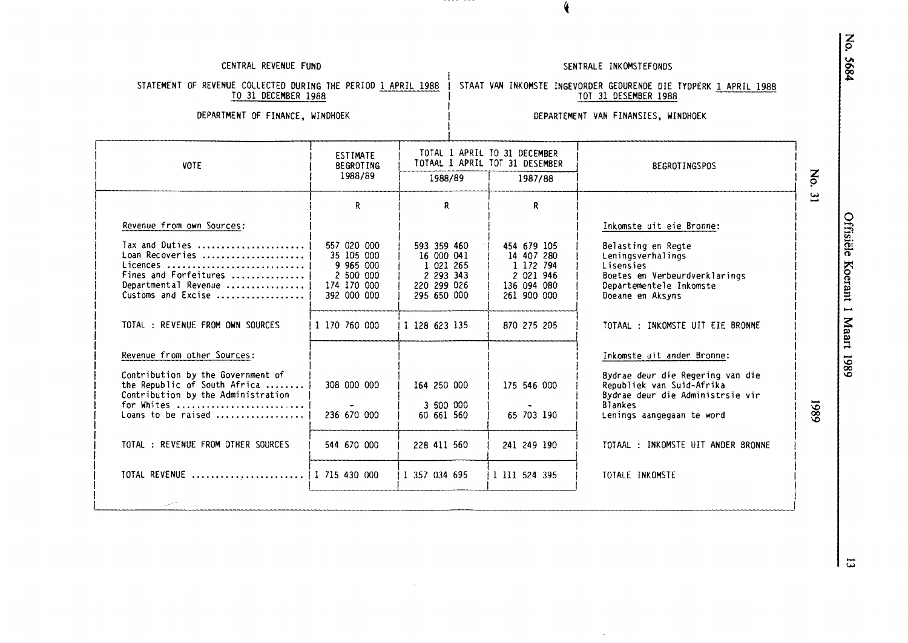CENTRAL REVENUE FUND

STATEMENT OF REVENUE COLLECTED DURING THE PERIOD 1 APRIL 1988 TO 31 DECEMBER 1988

DEPARTMENT OF FINANCE, WINDHOEK

SENTRALE INKOMSTEFONDS

STAAT VAN INKOMSTE INGEVORDER GEDURENDE DIE TYDPERK 1 APRIL 1988 TOT 31 DESEMBER 1988

DEPARTEMENT VAN FINANSIES, WINDHOEK

| VOTE | ESTIMATE BEGROTING 1988/89 | TOTAL 1 APRIL TO 31 DECEMBER TOTAAL 1 APRIL TOT 31 DESEMBER | | BEGROTINGSPOS |
|---|---|---|---|---|
| | | 1988/89 | 1987/88 | |
| | R | R | R | |
| Revenue from own Sources: | | | | Inkomste uit eie Bronne: |
| Tax and Duties ...................... | 557 020 000 | 593 359 460 | 454 679 105 | Belasting en Regte |
| Loan Recoveries ..................... | 35 105 000 | 16 000 041 | 14 407 280 | Leningsverhalings |
| Licences ............................ | 9 965 000 | 1 021 265 | 1 172 794 | Lisensies |
| Fines and Forfeitures ............... | 2 500 000 | 2 293 343 | 2 021 946 | Boetes en Verbeurdverklarings |
| Departmental Revenue ................ | 174 170 000 | 220 299 026 | 136 094 080 | Departementele Inkomste |
| Customs and Excise .................. | 392 000 000 | 295 650 000 | 261 900 000 | Doeane en Aksyns |
| TOTAL : REVENUE FROM OWN SOURCES | 1 170 760 000 | 1 128 623 135 | 870 275 205 | TOTAAL : INKOMSTE UIT EIE BRONNE |
| Revenue from other Sources: | | | | Inkomste uit ander Bronne: |
| Contribution by the Government of the Republic of South Africa ........ | 308 000 000 | 164 250 000 | 175 546 000 | Bydrae deur die Regering van die Republiek van Suid-Afrika |
| Contribution by the Administration for Whites ......................... | - | 3 500 000 | - | Bydrae deur die Administrsie vir Blankes |
| Loans to be raised .................. | 236 670 000 | 60 661 560 | 65 703 190 | Lenings aangegaan te word |
| TOTAL : REVENUE FROM OTHER SOURCES | 544 670 000 | 228 411 560 | 241 249 190 | TOTAAL : INKOMSTE UIT ANDER BRONNE |
| TOTAL REVENUE ....................... | 1 715 430 000 | 1 357 034 695 | 1 111 524 395 | TOTALE INKOMSTE |